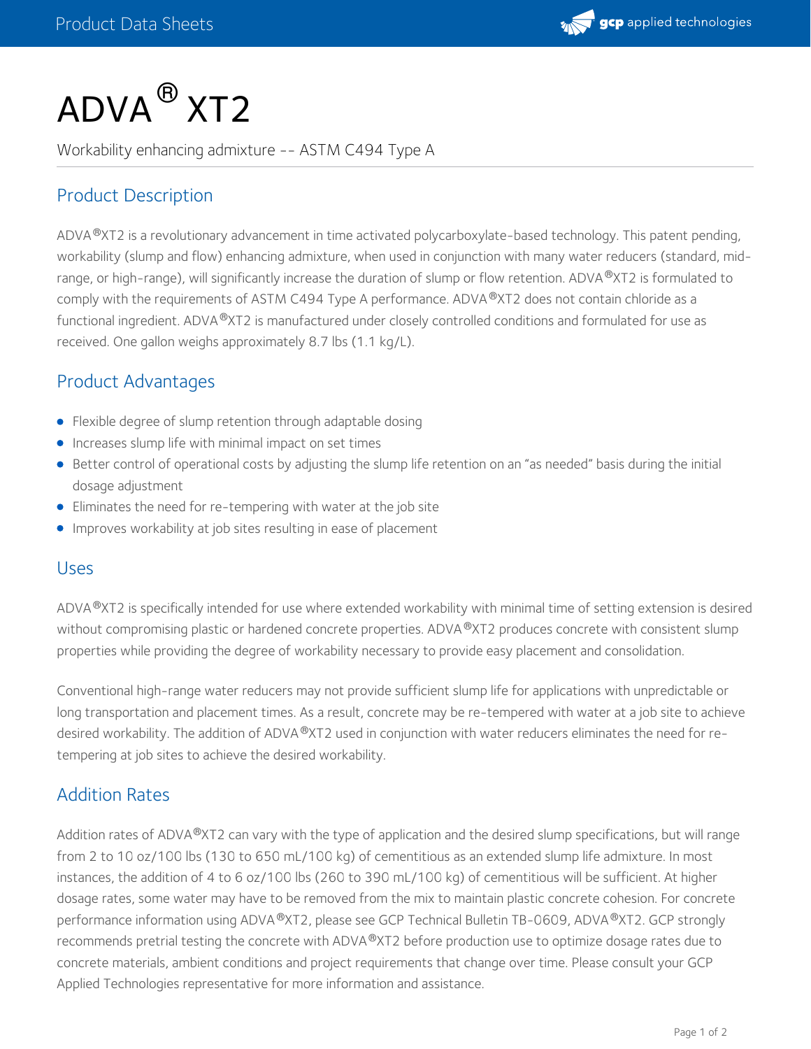# ADVA® XT2

Workability enhancing admixture -- ASTM C494 Type A

## Product Description

ADVA®XT2 is a revolutionary advancement in time activated polycarboxylate-based technology. This patent pending, workability (slump and flow) enhancing admixture, when used in conjunction with many water reducers (standard, mid-range, or high-range), will significantly increase the duration of slump or flow retention. ADVA®XT2 is formulated to comply with the requirements of ASTM C494 Type A performance. ADVA®XT2 does not contain chloride as a functional ingredient. ADVA®XT2 is manufactured under closely controlled conditions and formulated for use as received. One gallon weighs approximately 8.7 lbs (1.1 kg/L).

## Product Advantages

- Flexible degree of slump retention through adaptable dosing
- Increases slump life with minimal impact on set times
- Better control of operational costs by adjusting the slump life retention on an "as needed" basis during the initial dosage adjustment
- Eliminates the need for re-tempering with water at the job site
- Improves workability at job sites resulting in ease of placement

## Uses

ADVA®XT2 is specifically intended for use where extended workability with minimal time of setting extension is desired without compromising plastic or hardened concrete properties. ADVA®XT2 produces concrete with consistent slump properties while providing the degree of workability necessary to provide easy placement and consolidation.

Conventional high-range water reducers may not provide sufficient slump life for applications with unpredictable or long transportation and placement times. As a result, concrete may be re-tempered with water at a job site to achieve desired workability. The addition of ADVA®XT2 used in conjunction with water reducers eliminates the need for re-tempering at job sites to achieve the desired workability.

## Addition Rates

Addition rates of ADVA®XT2 can vary with the type of application and the desired slump specifications, but will range from 2 to 10 oz/100 lbs (130 to 650 mL/100 kg) of cementitious as an extended slump life admixture. In most instances, the addition of 4 to 6 oz/100 lbs (260 to 390 mL/100 kg) of cementitious will be sufficient. At higher dosage rates, some water may have to be removed from the mix to maintain plastic concrete cohesion. For concrete performance information using ADVA®XT2, please see GCP Technical Bulletin TB-0609, ADVA®XT2. GCP strongly recommends pretrial testing the concrete with ADVA®XT2 before production use to optimize dosage rates due to concrete materials, ambient conditions and project requirements that change over time. Please consult your GCP Applied Technologies representative for more information and assistance.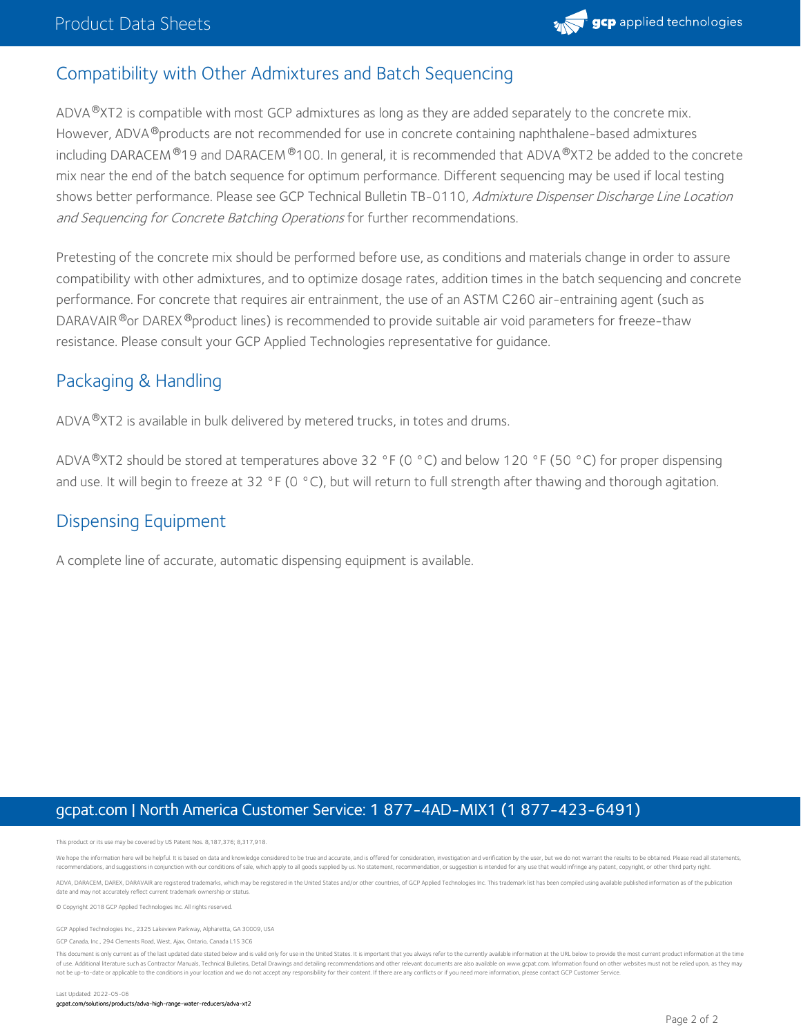## Compatibility with Other Admixtures and Batch Sequencing

ADVA®XT2 is compatible with most GCP admixtures as long as they are added separately to the concrete mix. However, ADVA®products are not recommended for use in concrete containing naphthalene-based admixtures including DARACEM®19 and DARACEM®100. In general, it is recommended that ADVA®XT2 be added to the concrete mix near the end of the batch sequence for optimum performance. Different sequencing may be used if local testing shows better performance. Please see GCP Technical Bulletin TB-0110, *Admixture Dispenser Discharge Line Location and Sequencing for Concrete Batching Operations* for further recommendations.

Pretesting of the concrete mix should be performed before use, as conditions and materials change in order to assure compatibility with other admixtures, and to optimize dosage rates, addition times in the batch sequencing and concrete performance. For concrete that requires air entrainment, the use of an ASTM C260 air-entraining agent (such as DARAVAIR®or DAREX®product lines) is recommended to provide suitable air void parameters for freeze-thaw resistance. Please consult your GCP Applied Technologies representative for guidance.

## Packaging & Handling

ADVA®XT2 is available in bulk delivered by metered trucks, in totes and drums.

ADVA®XT2 should be stored at temperatures above 32 °F (0 °C) and below 120 °F (50 °C) for proper dispensing and use. It will begin to freeze at 32 °F (0 °C), but will return to full strength after thawing and thorough agitation.

## Dispensing Equipment

A complete line of accurate, automatic dispensing equipment is available.

gcpat.com | North America Customer Service: 1 877-4AD-MIX1 (1 877-423-6491)

This product or its use may be covered by US Patent Nos. 8,187,376; 8,317,918.

We hope the information here will be helpful. It is based on data and knowledge considered to be true and accurate, and is offered for consideration, investigation and verification by the user, but we do not warrant the results to be obtained. Please read all statements, recommendations, and suggestions in conjunction with our conditions of sale, which apply to all goods supplied by us. No statement, recommendation, or suggestion is intended for any use that would infringe any patent, copyright, or other third party right.

ADVA, DARACEM, DAREX, DARAVAIR are registered trademarks, which may be registered in the United States and/or other countries, of GCP Applied Technologies Inc. This trademark list has been compiled using available published information as of the publication date and may not accurately reflect current trademark ownership or status.

© Copyright 2018 GCP Applied Technologies Inc. All rights reserved.

GCP Applied Technologies Inc., 2325 Lakeview Parkway, Alpharetta, GA 30009, USA

GCP Canada, Inc., 294 Clements Road, West, Ajax, Ontario, Canada L1S 3C6

This document is only current as of the last updated date stated below and is valid only for use in the United States. It is important that you always refer to the currently available information at the URL below to provide the most current product information at the time of use. Additional literature such as Contractor Manuals, Technical Bulletins, Detail Drawings and detailing recommendations and other relevant documents are also available on www.gcpat.com. Information found on other websites must not be relied upon, as they may not be up-to-date or applicable to the conditions in your location and we do not accept any responsibility for their content. If there are any conflicts or if you need more information, please contact GCP Customer Service.

Last Updated: 2022-05-06

gcpat.com/solutions/products/adva-high-range-water-reducers/adva-xt2